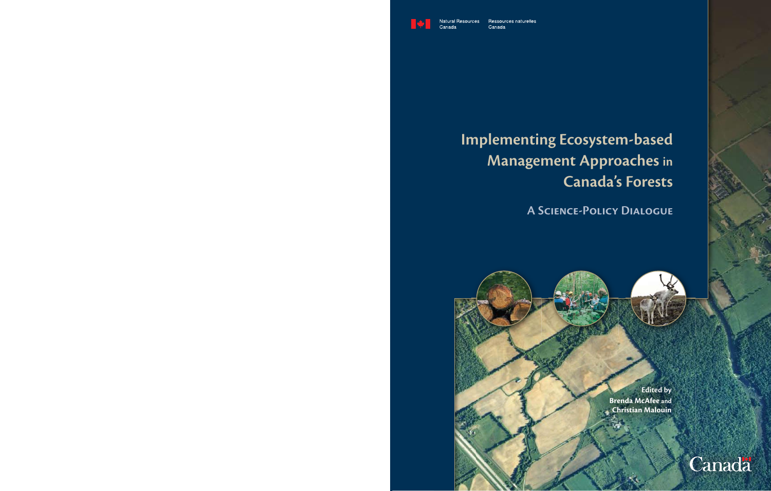Natural Resources Canada — Ressources naturelles Canada

# Implementing Ecosystem-based Management Approaches in Canada's Forests

## A Science-Policy Dialogue

**Edited by**
**Brenda McAfee and Christian Malouin**

Canada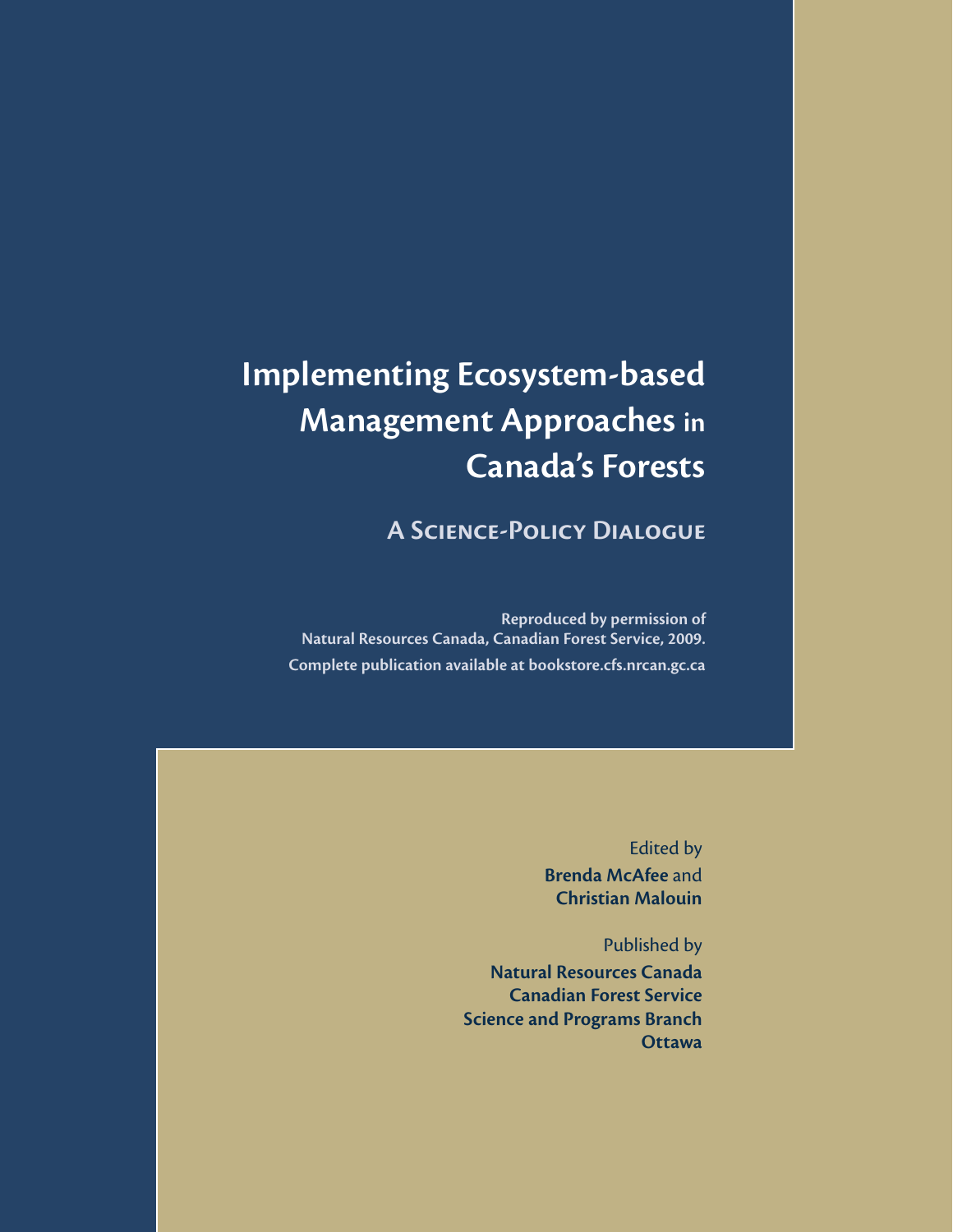# Implementing Ecosystem-based Management Approaches in Canada's Forests

## A Science-Policy Dialogue

**Reproduced by permission of Natural Resources Canada, Canadian Forest Service, 2009.**
**Complete publication available at bookstore.cfs.nrcan.gc.ca**

Edited by
**Brenda McAfee** and
**Christian Malouin**

Published by
**Natural Resources Canada**
**Canadian Forest Service**
**Science and Programs Branch**
**Ottawa**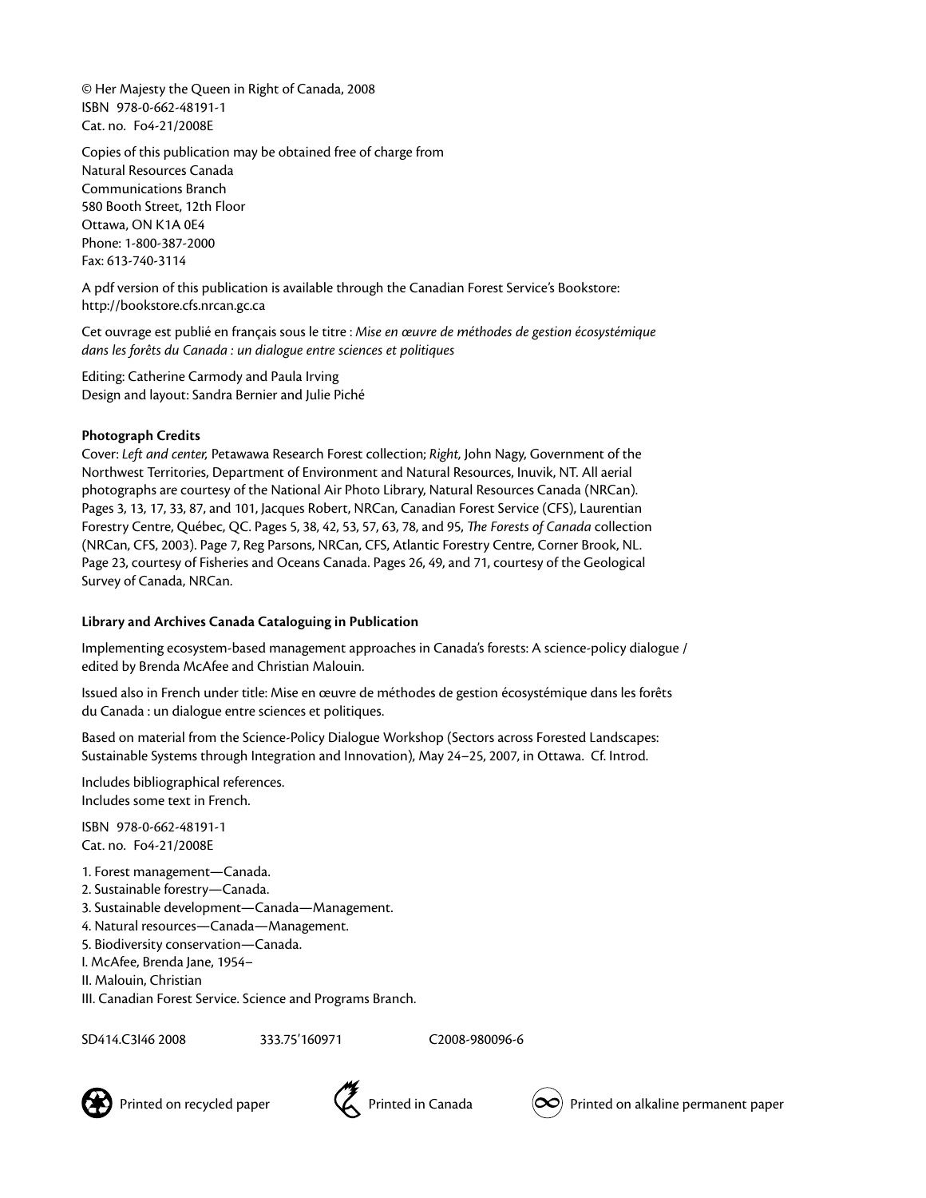© Her Majesty the Queen in Right of Canada, 2008
ISBN 978-0-662-48191-1
Cat. no. Fo4-21/2008E

Copies of this publication may be obtained free of charge from
Natural Resources Canada
Communications Branch
580 Booth Street, 12th Floor
Ottawa, ON K1A 0E4
Phone: 1-800-387-2000
Fax: 613-740-3114

A pdf version of this publication is available through the Canadian Forest Service's Bookstore:
http://bookstore.cfs.nrcan.gc.ca

Cet ouvrage est publié en français sous le titre : *Mise en œuvre de méthodes de gestion écosystémique dans les forêts du Canada : un dialogue entre sciences et politiques*

Editing: Catherine Carmody and Paula Irving
Design and layout: Sandra Bernier and Julie Piché

**Photograph Credits**

Cover: *Left and center,* Petawawa Research Forest collection; *Right,* John Nagy, Government of the Northwest Territories, Department of Environment and Natural Resources, Inuvik, NT. All aerial photographs are courtesy of the National Air Photo Library, Natural Resources Canada (NRCan). Pages 3, 13, 17, 33, 87, and 101, Jacques Robert, NRCan, Canadian Forest Service (CFS), Laurentian Forestry Centre, Québec, QC. Pages 5, 38, 42, 53, 57, 63, 78, and 95, *The Forests of Canada* collection (NRCan, CFS, 2003). Page 7, Reg Parsons, NRCan, CFS, Atlantic Forestry Centre, Corner Brook, NL. Page 23, courtesy of Fisheries and Oceans Canada. Pages 26, 49, and 71, courtesy of the Geological Survey of Canada, NRCan.

**Library and Archives Canada Cataloguing in Publication**

Implementing ecosystem-based management approaches in Canada's forests: A science-policy dialogue / edited by Brenda McAfee and Christian Malouin.

Issued also in French under title: Mise en œuvre de méthodes de gestion écosystémique dans les forêts du Canada : un dialogue entre sciences et politiques.

Based on material from the Science-Policy Dialogue Workshop (Sectors across Forested Landscapes: Sustainable Systems through Integration and Innovation), May 24–25, 2007, in Ottawa. Cf. Introd.

Includes bibliographical references.
Includes some text in French.

ISBN 978-0-662-48191-1
Cat. no. Fo4-21/2008E

1. Forest management—Canada.
2. Sustainable forestry—Canada.
3. Sustainable development—Canada—Management.
4. Natural resources—Canada—Management.
5. Biodiversity conservation—Canada.

I. McAfee, Brenda Jane, 1954–
II. Malouin, Christian
III. Canadian Forest Service. Science and Programs Branch.

SD414.C3I46 2008 333.75'160971 C2008-980096-6

Printed on recycled paper Printed in Canada Printed on alkaline permanent paper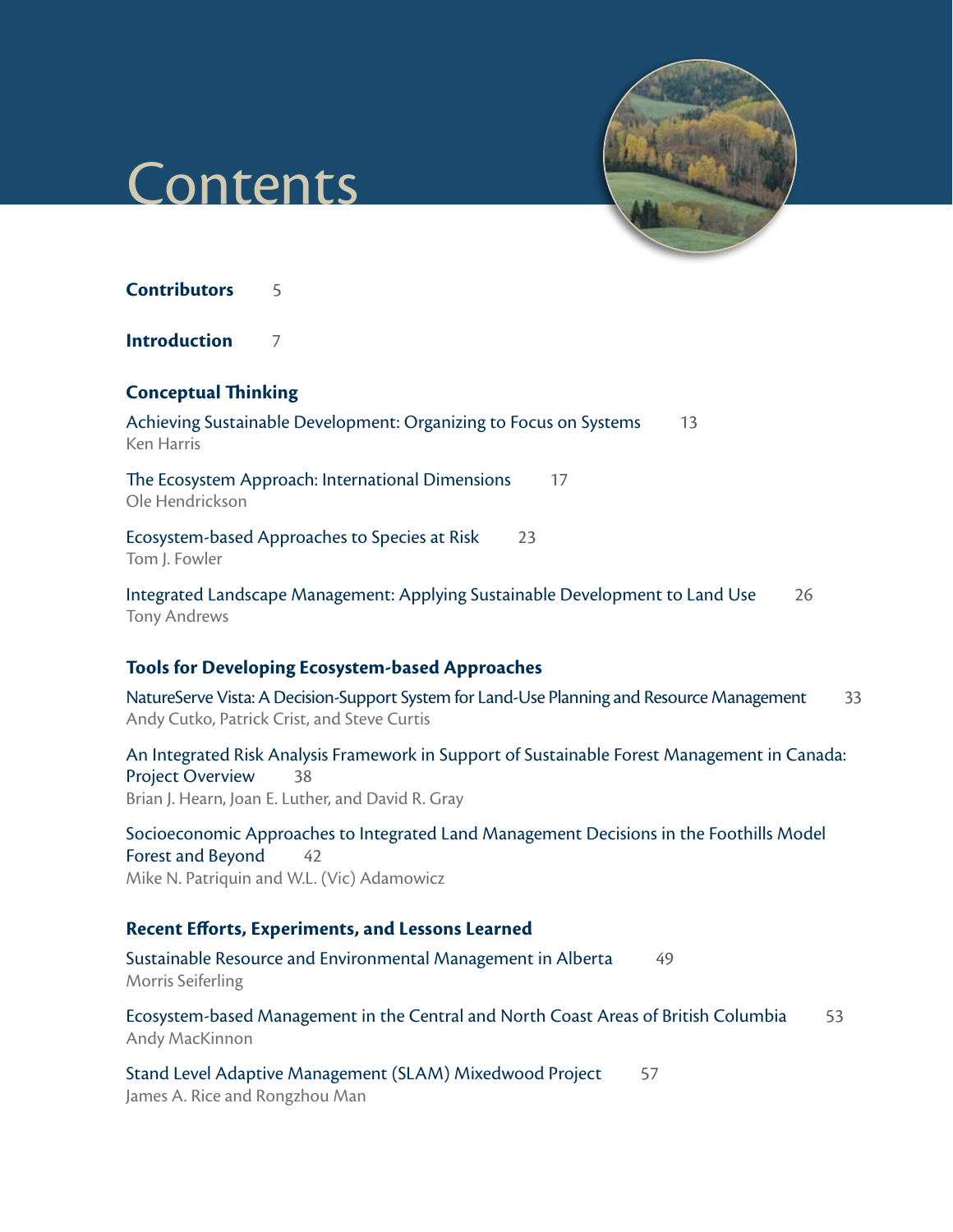# Contents

**Contributors** 5

**Introduction** 7

## Conceptual Thinking

Achieving Sustainable Development: Organizing to Focus on Systems 13
Ken Harris

The Ecosystem Approach: International Dimensions 17
Ole Hendrickson

Ecosystem-based Approaches to Species at Risk 23
Tom J. Fowler

Integrated Landscape Management: Applying Sustainable Development to Land Use 26
Tony Andrews

## Tools for Developing Ecosystem-based Approaches

NatureServe Vista: A Decision-Support System for Land-Use Planning and Resource Management 33
Andy Cutko, Patrick Crist, and Steve Curtis

An Integrated Risk Analysis Framework in Support of Sustainable Forest Management in Canada: Project Overview 38
Brian J. Hearn, Joan E. Luther, and David R. Gray

Socioeconomic Approaches to Integrated Land Management Decisions in the Foothills Model Forest and Beyond 42
Mike N. Patriquin and W.L. (Vic) Adamowicz

## Recent Efforts, Experiments, and Lessons Learned

Sustainable Resource and Environmental Management in Alberta 49
Morris Seiferling

Ecosystem-based Management in the Central and North Coast Areas of British Columbia 53
Andy MacKinnon

Stand Level Adaptive Management (SLAM) Mixedwood Project 57
James A. Rice and Rongzhou Man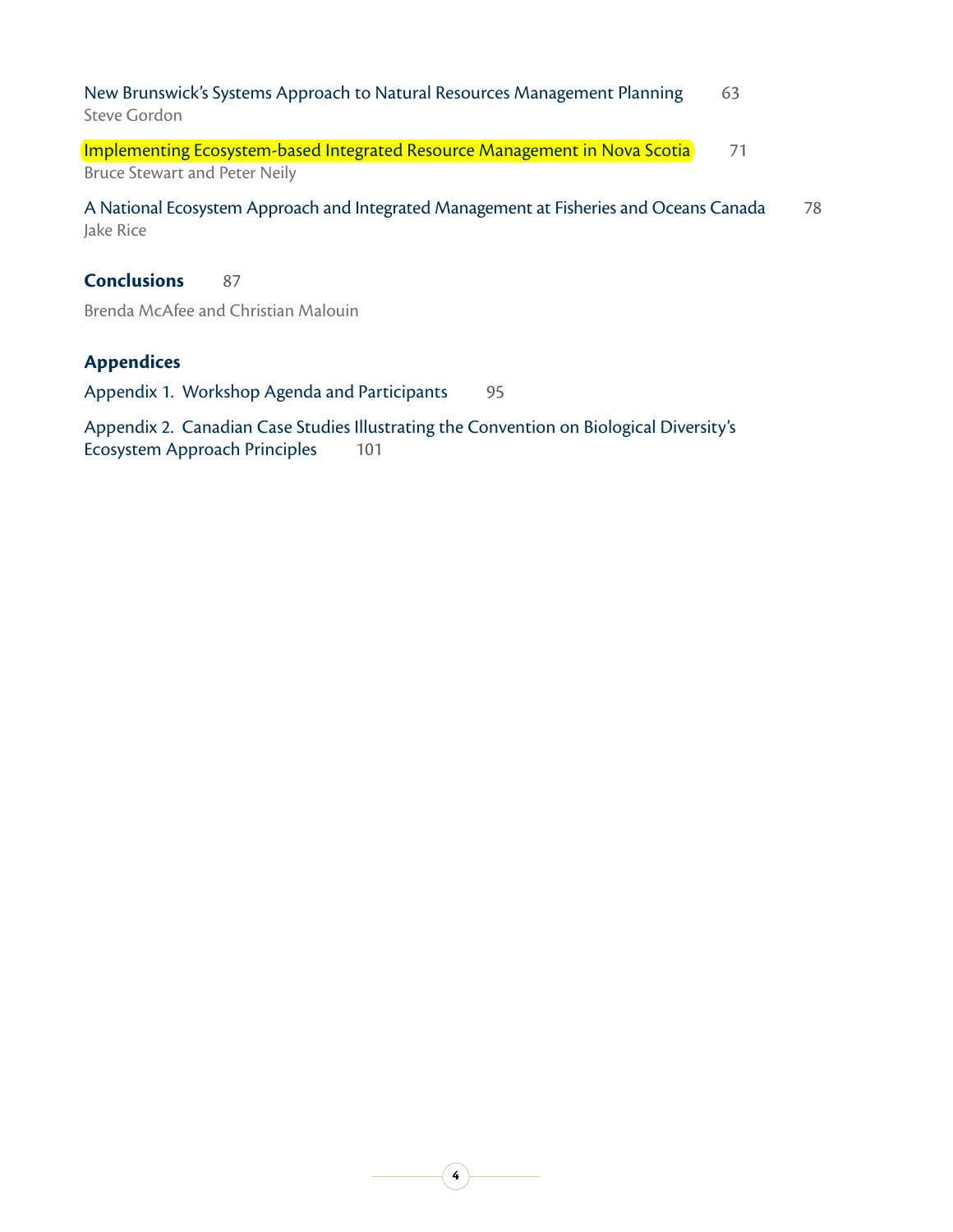New Brunswick's Systems Approach to Natural Resources Management Planning 63
Steve Gordon

Implementing Ecosystem-based Integrated Resource Management in Nova Scotia 71
Bruce Stewart and Peter Neily

A National Ecosystem Approach and Integrated Management at Fisheries and Oceans Canada 78
Jake Rice

**Conclusions** 87

Brenda McAfee and Christian Malouin

**Appendices**

Appendix 1. Workshop Agenda and Participants 95

Appendix 2. Canadian Case Studies Illustrating the Convention on Biological Diversity's Ecosystem Approach Principles 101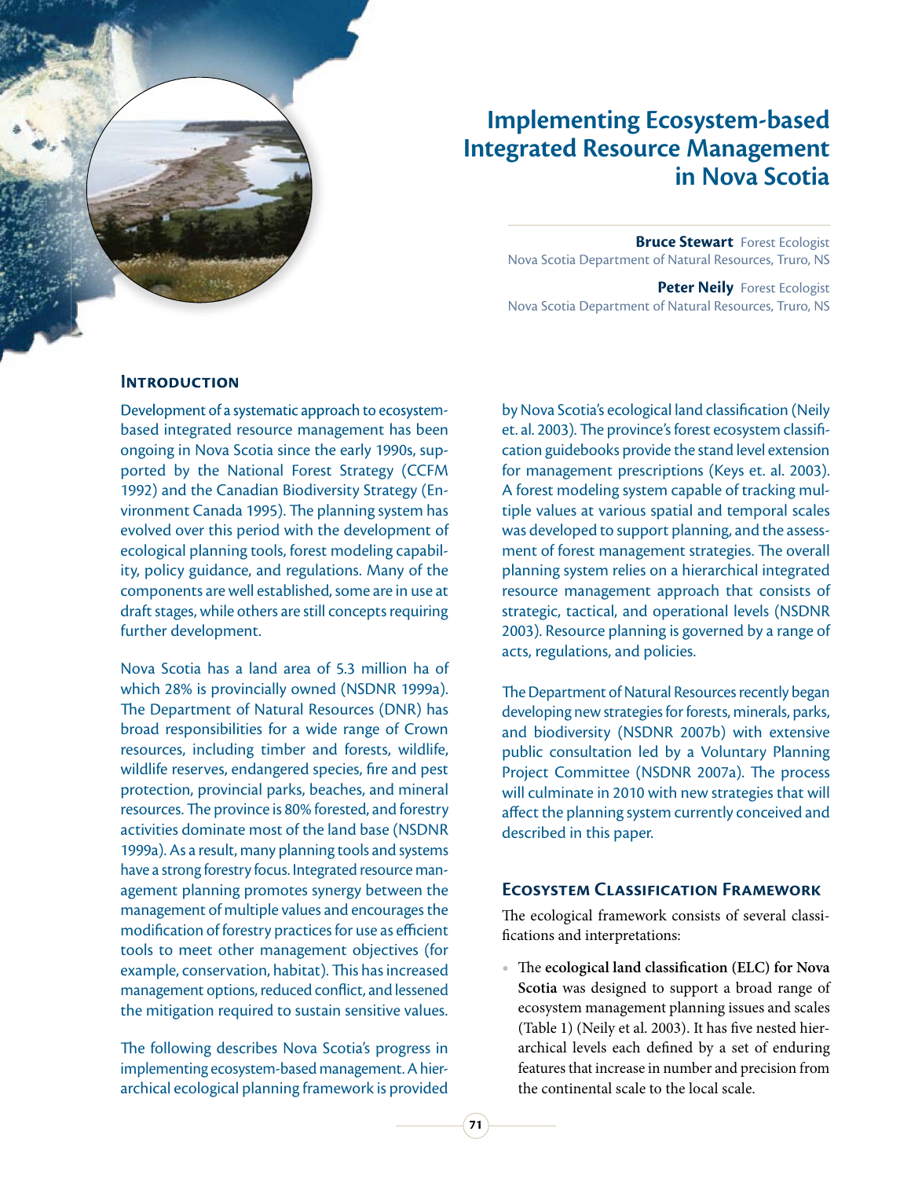# Implementing Ecosystem-based Integrated Resource Management in Nova Scotia

**Bruce Stewart** Forest Ecologist
Nova Scotia Department of Natural Resources, Truro, NS

**Peter Neily** Forest Ecologist
Nova Scotia Department of Natural Resources, Truro, NS

## Introduction

Development of a systematic approach to ecosystem-based integrated resource management has been ongoing in Nova Scotia since the early 1990s, supported by the National Forest Strategy (CCFM 1992) and the Canadian Biodiversity Strategy (Environment Canada 1995). The planning system has evolved over this period with the development of ecological planning tools, forest modeling capability, policy guidance, and regulations. Many of the components are well established, some are in use at draft stages, while others are still concepts requiring further development.

Nova Scotia has a land area of 5.3 million ha of which 28% is provincially owned (NSDNR 1999a). The Department of Natural Resources (DNR) has broad responsibilities for a wide range of Crown resources, including timber and forests, wildlife, wildlife reserves, endangered species, fire and pest protection, provincial parks, beaches, and mineral resources. The province is 80% forested, and forestry activities dominate most of the land base (NSDNR 1999a). As a result, many planning tools and systems have a strong forestry focus. Integrated resource management planning promotes synergy between the management of multiple values and encourages the modification of forestry practices for use as efficient tools to meet other management objectives (for example, conservation, habitat). This has increased management options, reduced conflict, and lessened the mitigation required to sustain sensitive values.

The following describes Nova Scotia's progress in implementing ecosystem-based management. A hierarchical ecological planning framework is provided by Nova Scotia's ecological land classification (Neily et. al. 2003). The province's forest ecosystem classification guidebooks provide the stand level extension for management prescriptions (Keys et. al. 2003). A forest modeling system capable of tracking multiple values at various spatial and temporal scales was developed to support planning, and the assessment of forest management strategies. The overall planning system relies on a hierarchical integrated resource management approach that consists of strategic, tactical, and operational levels (NSDNR 2003). Resource planning is governed by a range of acts, regulations, and policies.

The Department of Natural Resources recently began developing new strategies for forests, minerals, parks, and biodiversity (NSDNR 2007b) with extensive public consultation led by a Voluntary Planning Project Committee (NSDNR 2007a). The process will culminate in 2010 with new strategies that will affect the planning system currently conceived and described in this paper.

## Ecosystem Classification Framework

The ecological framework consists of several classifications and interpretations:

- The **ecological land classification (ELC) for Nova Scotia** was designed to support a broad range of ecosystem management planning issues and scales (Table 1) (Neily et al. 2003). It has five nested hierarchical levels each defined by a set of enduring features that increase in number and precision from the continental scale to the local scale.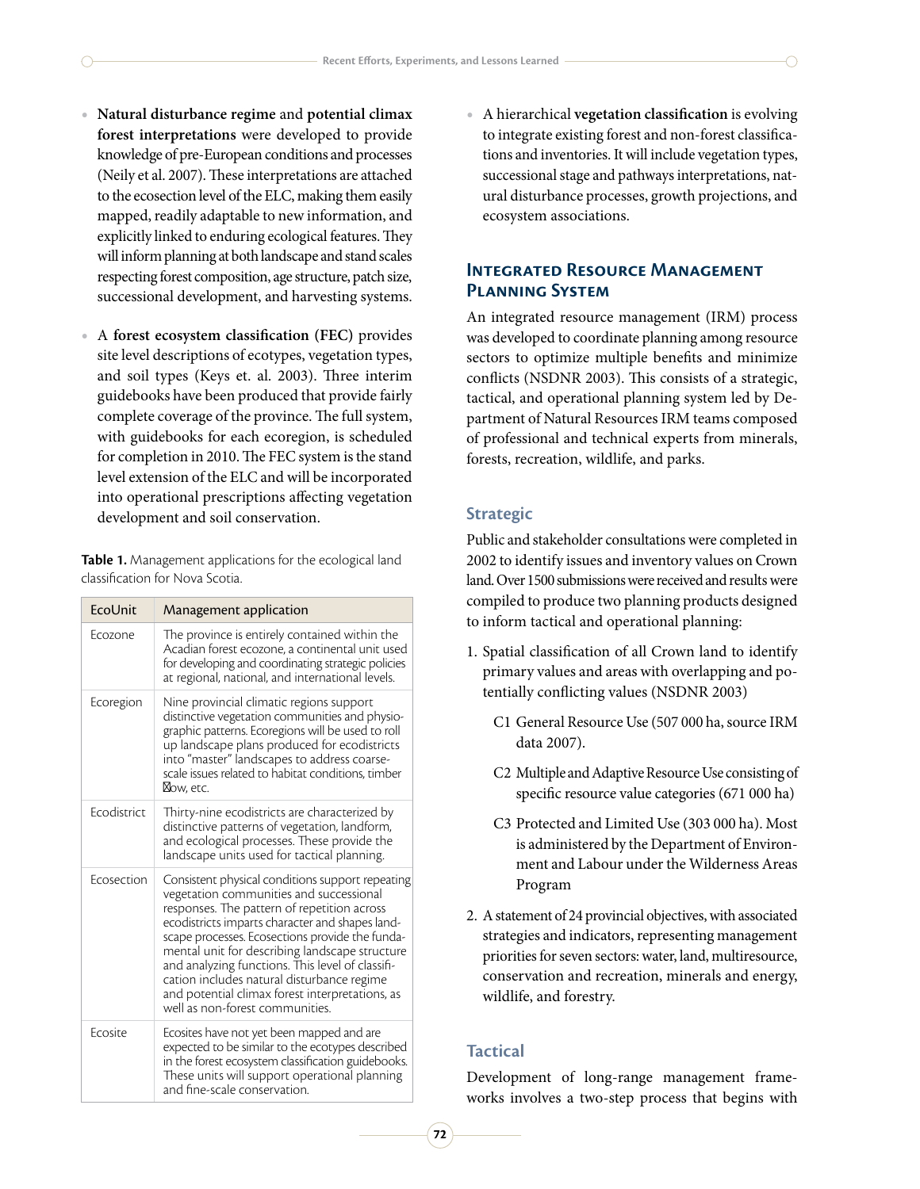- **Natural disturbance regime** and **potential climax forest interpretations** were developed to provide knowledge of pre-European conditions and processes (Neily et al. 2007). These interpretations are attached to the ecosection level of the ELC, making them easily mapped, readily adaptable to new information, and explicitly linked to enduring ecological features. They will inform planning at both landscape and stand scales respecting forest composition, age structure, patch size, successional development, and harvesting systems.

- A **forest ecosystem classification (FEC)** provides site level descriptions of ecotypes, vegetation types, and soil types (Keys et. al. 2003). Three interim guidebooks have been produced that provide fairly complete coverage of the province. The full system, with guidebooks for each ecoregion, is scheduled for completion in 2010. The FEC system is the stand level extension of the ELC and will be incorporated into operational prescriptions affecting vegetation development and soil conservation.

**Table 1.** Management applications for the ecological land classification for Nova Scotia.

| EcoUnit | Management application |
|---|---|
| Ecozone | The province is entirely contained within the Acadian forest ecozone, a continental unit used for developing and coordinating strategic policies at regional, national, and international levels. |
| Ecoregion | Nine provincial climatic regions support distinctive vegetation communities and physiographic patterns. Ecoregions will be used to roll up landscape plans produced for ecodistricts into "master" landscapes to address coarse-scale issues related to habitat conditions, timber flow, etc. |
| Ecodistrict | Thirty-nine ecodistricts are characterized by distinctive patterns of vegetation, landform, and ecological processes. These provide the landscape units used for tactical planning. |
| Ecosection | Consistent physical conditions support repeating vegetation communities and successional responses. The pattern of repetition across ecodistricts imparts character and shapes landscape processes. Ecosections provide the fundamental unit for describing landscape structure and analyzing functions. This level of classification includes natural disturbance regime and potential climax forest interpretations, as well as non-forest communities. |
| Ecosite | Ecosites have not yet been mapped and are expected to be similar to the ecotypes described in the forest ecosystem classification guidebooks. These units will support operational planning and fine-scale conservation. |

- A hierarchical **vegetation classification** is evolving to integrate existing forest and non-forest classifications and inventories. It will include vegetation types, successional stage and pathways interpretations, natural disturbance processes, growth projections, and ecosystem associations.

## Integrated Resource Management Planning System

An integrated resource management (IRM) process was developed to coordinate planning among resource sectors to optimize multiple benefits and minimize conflicts (NSDNR 2003). This consists of a strategic, tactical, and operational planning system led by Department of Natural Resources IRM teams composed of professional and technical experts from minerals, forests, recreation, wildlife, and parks.

### Strategic

Public and stakeholder consultations were completed in 2002 to identify issues and inventory values on Crown land. Over 1500 submissions were received and results were compiled to produce two planning products designed to inform tactical and operational planning:

1. Spatial classification of all Crown land to identify primary values and areas with overlapping and potentially conflicting values (NSDNR 2003)

   C1 General Resource Use (507 000 ha, source IRM data 2007).

   C2 Multiple and Adaptive Resource Use consisting of specific resource value categories (671 000 ha)

   C3 Protected and Limited Use (303 000 ha). Most is administered by the Department of Environment and Labour under the Wilderness Areas Program

2. A statement of 24 provincial objectives, with associated strategies and indicators, representing management priorities for seven sectors: water, land, multiresource, conservation and recreation, minerals and energy, wildlife, and forestry.

### Tactical

Development of long-range management frameworks involves a two-step process that begins with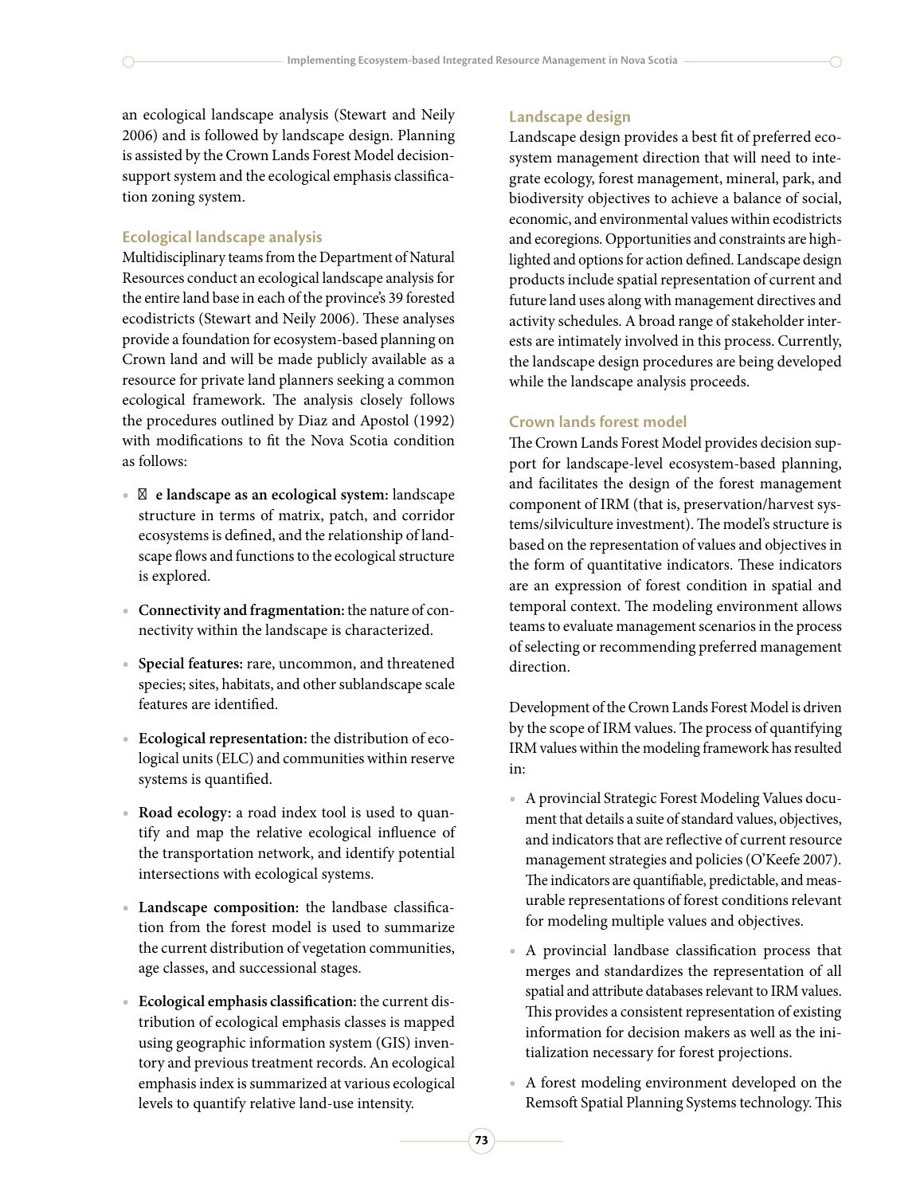an ecological landscape analysis (Stewart and Neily 2006) and is followed by landscape design. Planning is assisted by the Crown Lands Forest Model decision-support system and the ecological emphasis classification zoning system.

### Ecological landscape analysis

Multidisciplinary teams from the Department of Natural Resources conduct an ecological landscape analysis for the entire land base in each of the province's 39 forested ecodistricts (Stewart and Neily 2006). These analyses provide a foundation for ecosystem-based planning on Crown land and will be made publicly available as a resource for private land planners seeking a common ecological framework. The analysis closely follows the procedures outlined by Diaz and Apostol (1992) with modifications to fit the Nova Scotia condition as follows:

- **The landscape as an ecological system:** landscape structure in terms of matrix, patch, and corridor ecosystems is defined, and the relationship of landscape flows and functions to the ecological structure is explored.
- **Connectivity and fragmentation:** the nature of connectivity within the landscape is characterized.
- **Special features:** rare, uncommon, and threatened species; sites, habitats, and other sublandscape scale features are identified.
- **Ecological representation:** the distribution of ecological units (ELC) and communities within reserve systems is quantified.
- **Road ecology:** a road index tool is used to quantify and map the relative ecological influence of the transportation network, and identify potential intersections with ecological systems.
- **Landscape composition:** the landbase classification from the forest model is used to summarize the current distribution of vegetation communities, age classes, and successional stages.
- **Ecological emphasis classification:** the current distribution of ecological emphasis classes is mapped using geographic information system (GIS) inventory and previous treatment records. An ecological emphasis index is summarized at various ecological levels to quantify relative land-use intensity.

### Landscape design

Landscape design provides a best fit of preferred ecosystem management direction that will need to integrate ecology, forest management, mineral, park, and biodiversity objectives to achieve a balance of social, economic, and environmental values within ecodistricts and ecoregions. Opportunities and constraints are highlighted and options for action defined. Landscape design products include spatial representation of current and future land uses along with management directives and activity schedules. A broad range of stakeholder interests are intimately involved in this process. Currently, the landscape design procedures are being developed while the landscape analysis proceeds.

### Crown lands forest model

The Crown Lands Forest Model provides decision support for landscape-level ecosystem-based planning, and facilitates the design of the forest management component of IRM (that is, preservation/harvest systems/silviculture investment). The model's structure is based on the representation of values and objectives in the form of quantitative indicators. These indicators are an expression of forest condition in spatial and temporal context. The modeling environment allows teams to evaluate management scenarios in the process of selecting or recommending preferred management direction.

Development of the Crown Lands Forest Model is driven by the scope of IRM values. The process of quantifying IRM values within the modeling framework has resulted in:

- A provincial Strategic Forest Modeling Values document that details a suite of standard values, objectives, and indicators that are reflective of current resource management strategies and policies (O'Keefe 2007). The indicators are quantifiable, predictable, and measurable representations of forest conditions relevant for modeling multiple values and objectives.
- A provincial landbase classification process that merges and standardizes the representation of all spatial and attribute databases relevant to IRM values. This provides a consistent representation of existing information for decision makers as well as the initialization necessary for forest projections.
- A forest modeling environment developed on the Remsoft Spatial Planning Systems technology. This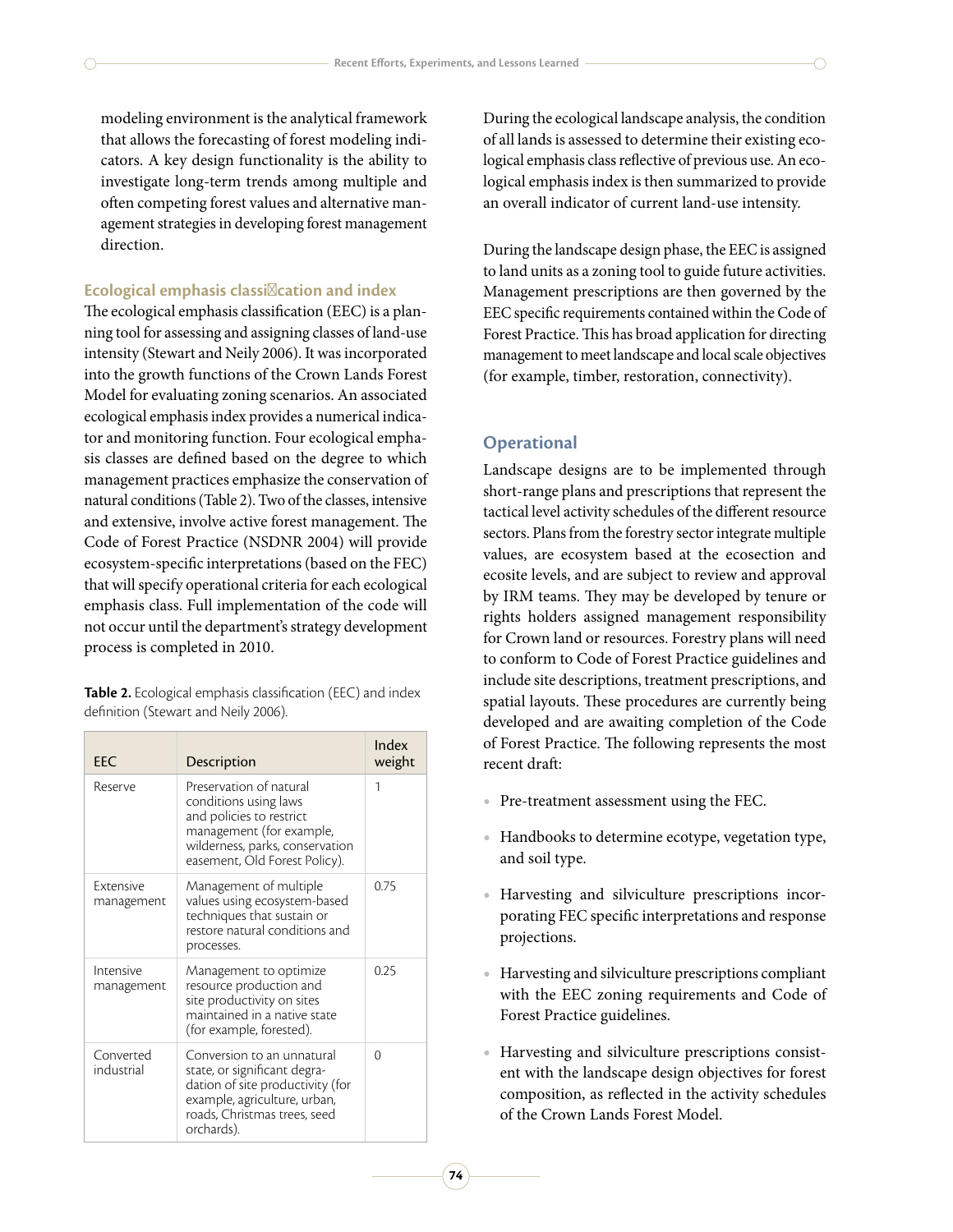modeling environment is the analytical framework that allows the forecasting of forest modeling indicators. A key design functionality is the ability to investigate long-term trends among multiple and often competing forest values and alternative management strategies in developing forest management direction.

### Ecological emphasis classification and index

The ecological emphasis classification (EEC) is a planning tool for assessing and assigning classes of land-use intensity (Stewart and Neily 2006). It was incorporated into the growth functions of the Crown Lands Forest Model for evaluating zoning scenarios. An associated ecological emphasis index provides a numerical indicator and monitoring function. Four ecological emphasis classes are defined based on the degree to which management practices emphasize the conservation of natural conditions (Table 2). Two of the classes, intensive and extensive, involve active forest management. The Code of Forest Practice (NSDNR 2004) will provide ecosystem-specific interpretations (based on the FEC) that will specify operational criteria for each ecological emphasis class. Full implementation of the code will not occur until the department's strategy development process is completed in 2010.

**Table 2.** Ecological emphasis classification (EEC) and index definition (Stewart and Neily 2006).

| EEC | Description | Index weight |
|---|---|---|
| Reserve | Preservation of natural conditions using laws and policies to restrict management (for example, wilderness, parks, conservation easement, Old Forest Policy). | 1 |
| Extensive management | Management of multiple values using ecosystem-based techniques that sustain or restore natural conditions and processes. | 0.75 |
| Intensive management | Management to optimize resource production and site productivity on sites maintained in a native state (for example, forested). | 0.25 |
| Converted industrial | Conversion to an unnatural state, or significant degradation of site productivity (for example, agriculture, urban, roads, Christmas trees, seed orchards). | 0 |

During the ecological landscape analysis, the condition of all lands is assessed to determine their existing ecological emphasis class reflective of previous use. An ecological emphasis index is then summarized to provide an overall indicator of current land-use intensity.

During the landscape design phase, the EEC is assigned to land units as a zoning tool to guide future activities. Management prescriptions are then governed by the EEC specific requirements contained within the Code of Forest Practice. This has broad application for directing management to meet landscape and local scale objectives (for example, timber, restoration, connectivity).

## Operational

Landscape designs are to be implemented through short-range plans and prescriptions that represent the tactical level activity schedules of the different resource sectors. Plans from the forestry sector integrate multiple values, are ecosystem based at the ecosection and ecosite levels, and are subject to review and approval by IRM teams. They may be developed by tenure or rights holders assigned management responsibility for Crown land or resources. Forestry plans will need to conform to Code of Forest Practice guidelines and include site descriptions, treatment prescriptions, and spatial layouts. These procedures are currently being developed and are awaiting completion of the Code of Forest Practice. The following represents the most recent draft:

- Pre-treatment assessment using the FEC.
- Handbooks to determine ecotype, vegetation type, and soil type.
- Harvesting and silviculture prescriptions incorporating FEC specific interpretations and response projections.
- Harvesting and silviculture prescriptions compliant with the EEC zoning requirements and Code of Forest Practice guidelines.
- Harvesting and silviculture prescriptions consistent with the landscape design objectives for forest composition, as reflected in the activity schedules of the Crown Lands Forest Model.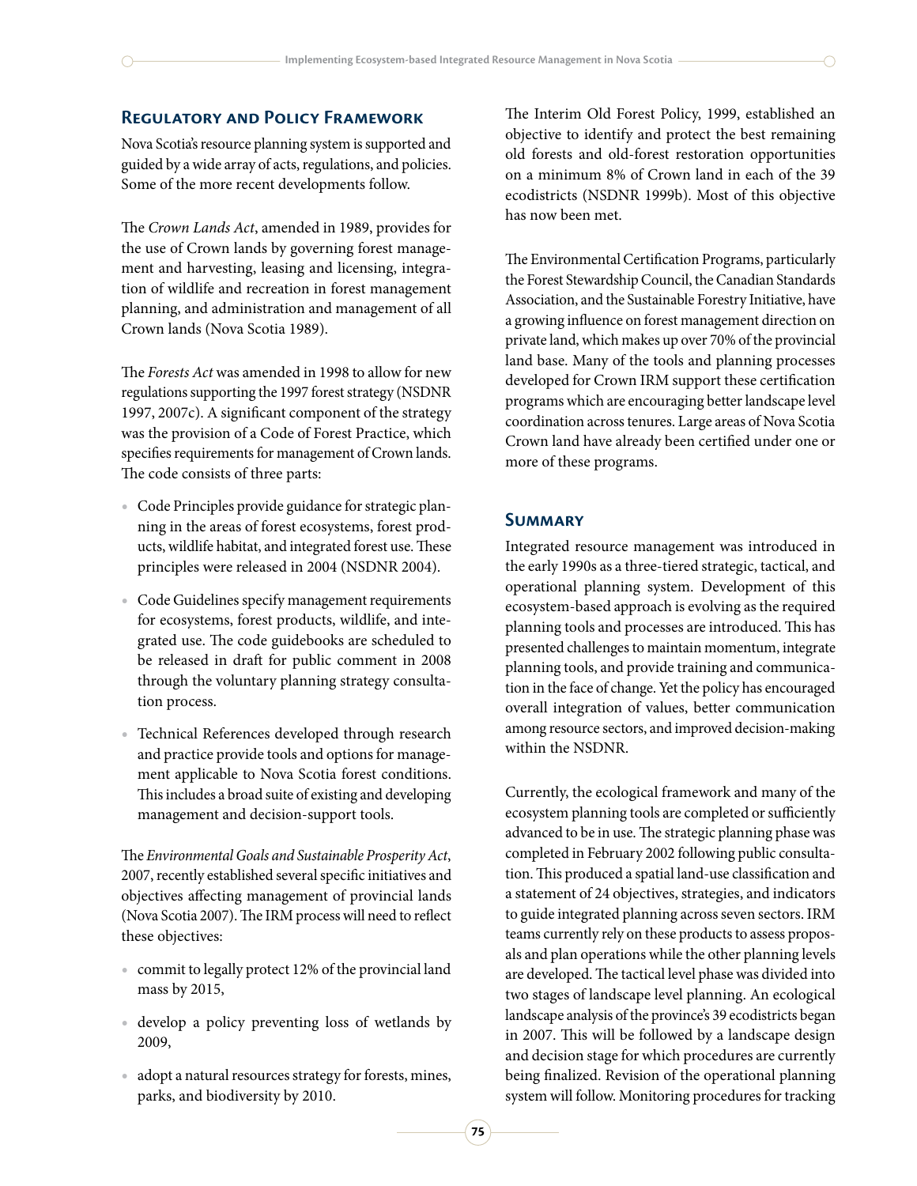## Regulatory and Policy Framework

Nova Scotia's resource planning system is supported and guided by a wide array of acts, regulations, and policies. Some of the more recent developments follow.

The *Crown Lands Act*, amended in 1989, provides for the use of Crown lands by governing forest management and harvesting, leasing and licensing, integration of wildlife and recreation in forest management planning, and administration and management of all Crown lands (Nova Scotia 1989).

The *Forests Act* was amended in 1998 to allow for new regulations supporting the 1997 forest strategy (NSDNR 1997, 2007c). A significant component of the strategy was the provision of a Code of Forest Practice, which specifies requirements for management of Crown lands. The code consists of three parts:

- Code Principles provide guidance for strategic planning in the areas of forest ecosystems, forest products, wildlife habitat, and integrated forest use. These principles were released in 2004 (NSDNR 2004).
- Code Guidelines specify management requirements for ecosystems, forest products, wildlife, and integrated use. The code guidebooks are scheduled to be released in draft for public comment in 2008 through the voluntary planning strategy consultation process.
- Technical References developed through research and practice provide tools and options for management applicable to Nova Scotia forest conditions. This includes a broad suite of existing and developing management and decision-support tools.

The *Environmental Goals and Sustainable Prosperity Act*, 2007, recently established several specific initiatives and objectives affecting management of provincial lands (Nova Scotia 2007). The IRM process will need to reflect these objectives:

- commit to legally protect 12% of the provincial land mass by 2015,
- develop a policy preventing loss of wetlands by 2009,
- adopt a natural resources strategy for forests, mines, parks, and biodiversity by 2010.

The Interim Old Forest Policy, 1999, established an objective to identify and protect the best remaining old forests and old-forest restoration opportunities on a minimum 8% of Crown land in each of the 39 ecodistricts (NSDNR 1999b). Most of this objective has now been met.

The Environmental Certification Programs, particularly the Forest Stewardship Council, the Canadian Standards Association, and the Sustainable Forestry Initiative, have a growing influence on forest management direction on private land, which makes up over 70% of the provincial land base. Many of the tools and planning processes developed for Crown IRM support these certification programs which are encouraging better landscape level coordination across tenures. Large areas of Nova Scotia Crown land have already been certified under one or more of these programs.

## Summary

Integrated resource management was introduced in the early 1990s as a three-tiered strategic, tactical, and operational planning system. Development of this ecosystem-based approach is evolving as the required planning tools and processes are introduced. This has presented challenges to maintain momentum, integrate planning tools, and provide training and communication in the face of change. Yet the policy has encouraged overall integration of values, better communication among resource sectors, and improved decision-making within the NSDNR.

Currently, the ecological framework and many of the ecosystem planning tools are completed or sufficiently advanced to be in use. The strategic planning phase was completed in February 2002 following public consultation. This produced a spatial land-use classification and a statement of 24 objectives, strategies, and indicators to guide integrated planning across seven sectors. IRM teams currently rely on these products to assess proposals and plan operations while the other planning levels are developed. The tactical level phase was divided into two stages of landscape level planning. An ecological landscape analysis of the province's 39 ecodistricts began in 2007. This will be followed by a landscape design and decision stage for which procedures are currently being finalized. Revision of the operational planning system will follow. Monitoring procedures for tracking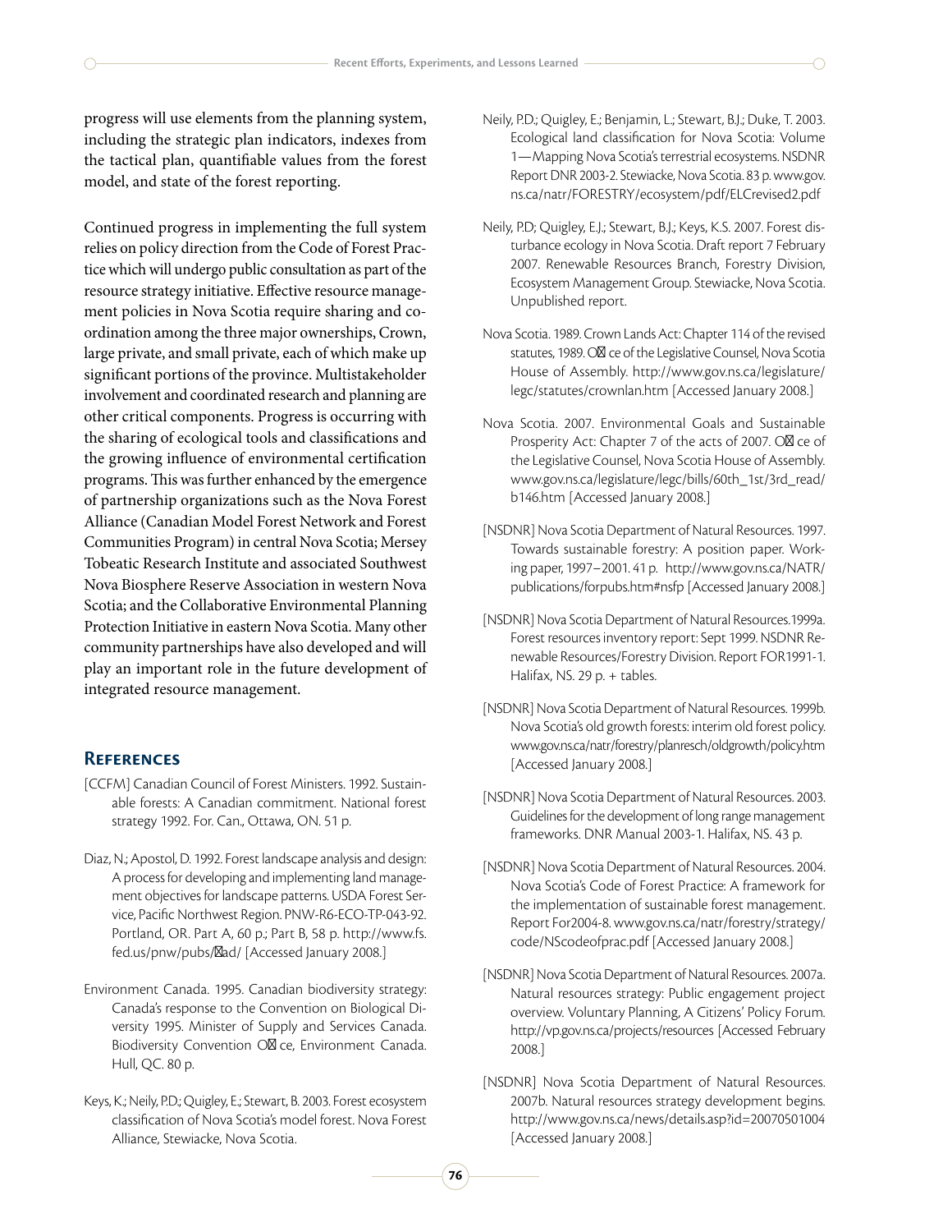progress will use elements from the planning system, including the strategic plan indicators, indexes from the tactical plan, quantifiable values from the forest model, and state of the forest reporting.

Continued progress in implementing the full system relies on policy direction from the Code of Forest Practice which will undergo public consultation as part of the resource strategy initiative. Effective resource management policies in Nova Scotia require sharing and coordination among the three major ownerships, Crown, large private, and small private, each of which make up significant portions of the province. Multistakeholder involvement and coordinated research and planning are other critical components. Progress is occurring with the sharing of ecological tools and classifications and the growing influence of environmental certification programs. This was further enhanced by the emergence of partnership organizations such as the Nova Forest Alliance (Canadian Model Forest Network and Forest Communities Program) in central Nova Scotia; Mersey Tobeatic Research Institute and associated Southwest Nova Biosphere Reserve Association in western Nova Scotia; and the Collaborative Environmental Planning Protection Initiative in eastern Nova Scotia. Many other community partnerships have also developed and will play an important role in the future development of integrated resource management.

## References

[CCFM] Canadian Council of Forest Ministers. 1992. Sustainable forests: A Canadian commitment. National forest strategy 1992. For. Can., Ottawa, ON. 51 p.

Diaz, N.; Apostol, D. 1992. Forest landscape analysis and design: A process for developing and implementing land management objectives for landscape patterns. USDA Forest Service, Pacific Northwest Region. PNW-R6-ECO-TP-043-92. Portland, OR. Part A, 60 p.; Part B, 58 p. http://www.fs.fed.us/pnw/pubs/flad/ [Accessed January 2008.]

Environment Canada. 1995. Canadian biodiversity strategy: Canada's response to the Convention on Biological Diversity 1995. Minister of Supply and Services Canada. Biodiversity Convention Office, Environment Canada. Hull, QC. 80 p.

Keys, K.; Neily, P.D.; Quigley, E.; Stewart, B. 2003. Forest ecosystem classification of Nova Scotia's model forest. Nova Forest Alliance, Stewiacke, Nova Scotia.

Neily, P.D.; Quigley, E.; Benjamin, L.; Stewart, B.J.; Duke, T. 2003. Ecological land classification for Nova Scotia: Volume 1—Mapping Nova Scotia's terrestrial ecosystems. NSDNR Report DNR 2003-2. Stewiacke, Nova Scotia. 83 p. www.gov.ns.ca/natr/FORESTRY/ecosystem/pdf/ELCrevised2.pdf

Neily, P.D; Quigley, E.J.; Stewart, B.J.; Keys, K.S. 2007. Forest disturbance ecology in Nova Scotia. Draft report 7 February 2007. Renewable Resources Branch, Forestry Division, Ecosystem Management Group. Stewiacke, Nova Scotia. Unpublished report.

Nova Scotia. 1989. Crown Lands Act: Chapter 114 of the revised statutes, 1989. Office of the Legislative Counsel, Nova Scotia House of Assembly. http://www.gov.ns.ca/legislature/legc/statutes/crownlan.htm [Accessed January 2008.]

Nova Scotia. 2007. Environmental Goals and Sustainable Prosperity Act: Chapter 7 of the acts of 2007. Office of the Legislative Counsel, Nova Scotia House of Assembly. www.gov.ns.ca/legislature/legc/bills/60th_1st/3rd_read/b146.htm [Accessed January 2008.]

[NSDNR] Nova Scotia Department of Natural Resources. 1997. Towards sustainable forestry: A position paper. Working paper, 1997–2001. 41 p. http://www.gov.ns.ca/NATR/publications/forpubs.htm#nsfp [Accessed January 2008.]

[NSDNR] Nova Scotia Department of Natural Resources.1999a. Forest resources inventory report: Sept 1999. NSDNR Renewable Resources/Forestry Division. Report FOR1991-1. Halifax, NS. 29 p. + tables.

[NSDNR] Nova Scotia Department of Natural Resources. 1999b. Nova Scotia's old growth forests: interim old forest policy. www.gov.ns.ca/natr/forestry/planresch/oldgrowth/policy.htm [Accessed January 2008.]

[NSDNR] Nova Scotia Department of Natural Resources. 2003. Guidelines for the development of long range management frameworks. DNR Manual 2003-1. Halifax, NS. 43 p.

[NSDNR] Nova Scotia Department of Natural Resources. 2004. Nova Scotia's Code of Forest Practice: A framework for the implementation of sustainable forest management. Report For2004-8. www.gov.ns.ca/natr/forestry/strategy/code/NScodeofprac.pdf [Accessed January 2008.]

[NSDNR] Nova Scotia Department of Natural Resources. 2007a. Natural resources strategy: Public engagement project overview. Voluntary Planning, A Citizens' Policy Forum. http://vp.gov.ns.ca/projects/resources [Accessed February 2008.]

[NSDNR] Nova Scotia Department of Natural Resources. 2007b. Natural resources strategy development begins. http://www.gov.ns.ca/news/details.asp?id=20070501004 [Accessed January 2008.]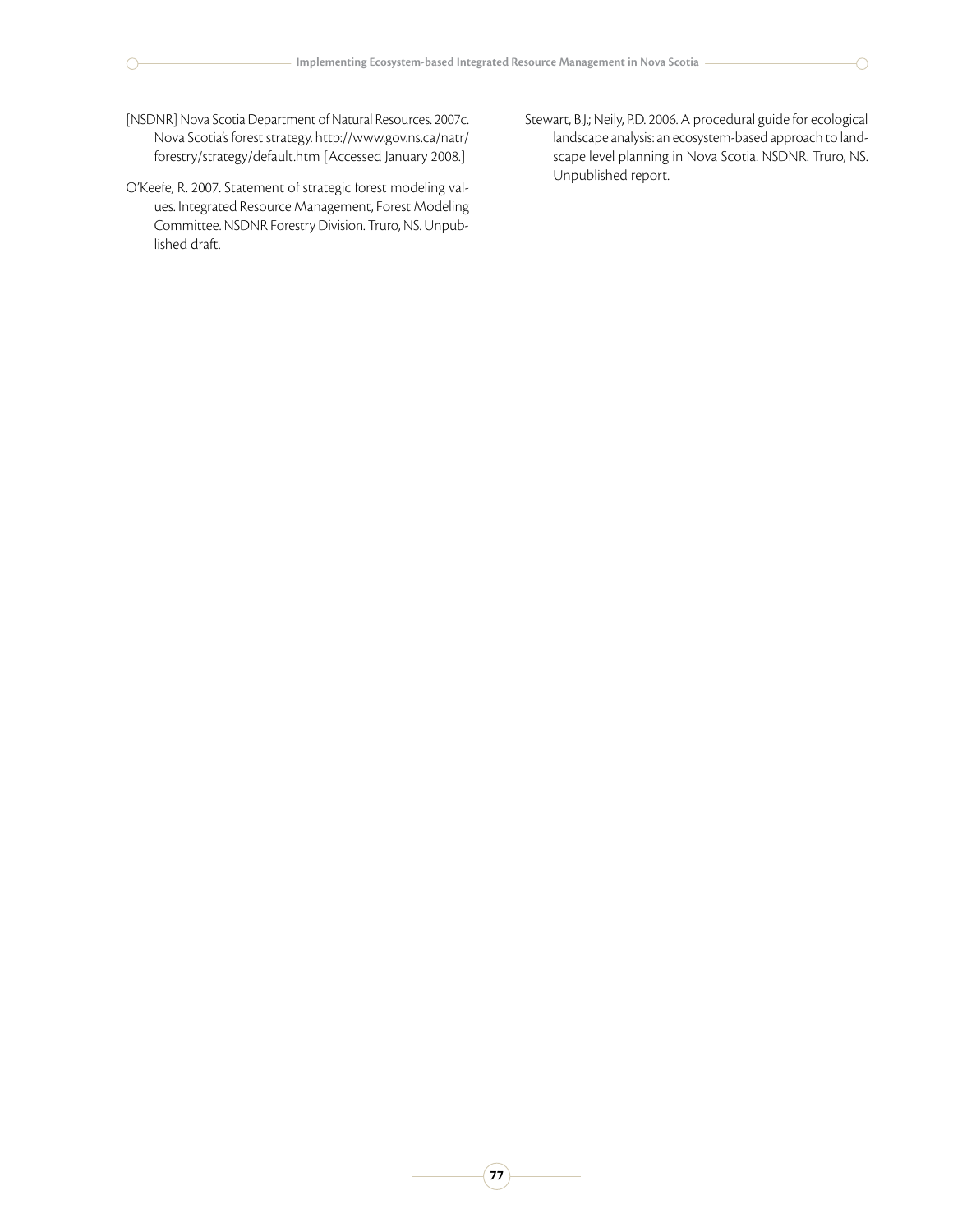[NSDNR] Nova Scotia Department of Natural Resources. 2007c. Nova Scotia's forest strategy. http://www.gov.ns.ca/natr/forestry/strategy/default.htm [Accessed January 2008.]

O'Keefe, R. 2007. Statement of strategic forest modeling values. Integrated Resource Management, Forest Modeling Committee. NSDNR Forestry Division. Truro, NS. Unpublished draft.

Stewart, B.J.; Neily, P.D. 2006. A procedural guide for ecological landscape analysis: an ecosystem-based approach to landscape level planning in Nova Scotia. NSDNR. Truro, NS. Unpublished report.